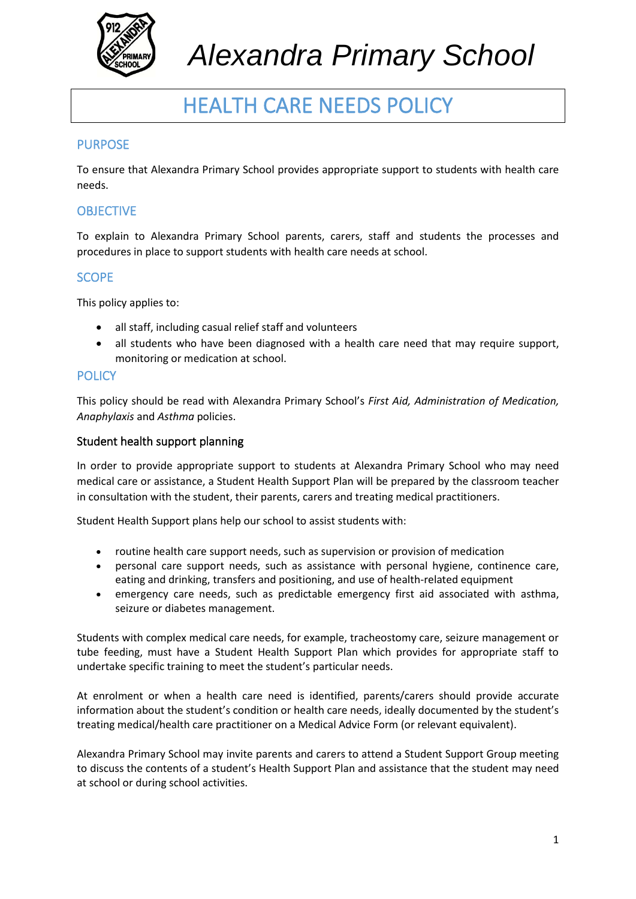# Alexandra Primary School

## HEALTH CARE NEEDS POLICY

### PURPOSE

To ensure that Alexandra Primary School provides appropriate support to students with health care needs.

### OBJECTIVE

To explain to Alexandra Primary School parents, carers, staff and students the processes and procedures in place to support students with health care needs at school.

### SCOPE

This policy applies to:

- all staff, including casual relief staff and volunteers
- all students who have been diagnosed with a health care need that may require support, monitoring or medication at school.

### POLICY

This policy should be read with Alexandra Primary School's *First Aid, Administration of Medication, Anaphylaxis* and *Asthma* policies.

#### Student health support planning

In order to provide appropriate support to students at Alexandra Primary School who may need medical care or assistance, a Student Health Support Plan will be prepared by the classroom teacher in consultation with the student, their parents, carers and treating medical practitioners.

Student Health Support plans help our school to assist students with:

- routine health care support needs, such as supervision or provision of medication
- personal care support needs, such as assistance with personal hygiene, continence care, eating and drinking, transfers and positioning, and use of health-related equipment
- emergency care needs, such as predictable emergency first aid associated with asthma, seizure or diabetes management.

Students with complex medical care needs, for example, tracheostomy care, seizure management or tube feeding, must have a Student Health Support Plan which provides for appropriate staff to undertake specific training to meet the student's particular needs.

At enrolment or when a health care need is identified, parents/carers should provide accurate information about the student's condition or health care needs, ideally documented by the student's treating medical/health care practitioner on a Medical Advice Form (or relevant equivalent).

Alexandra Primary School may invite parents and carers to attend a Student Support Group meeting to discuss the contents of a student's Health Support Plan and assistance that the student may need at school or during school activities.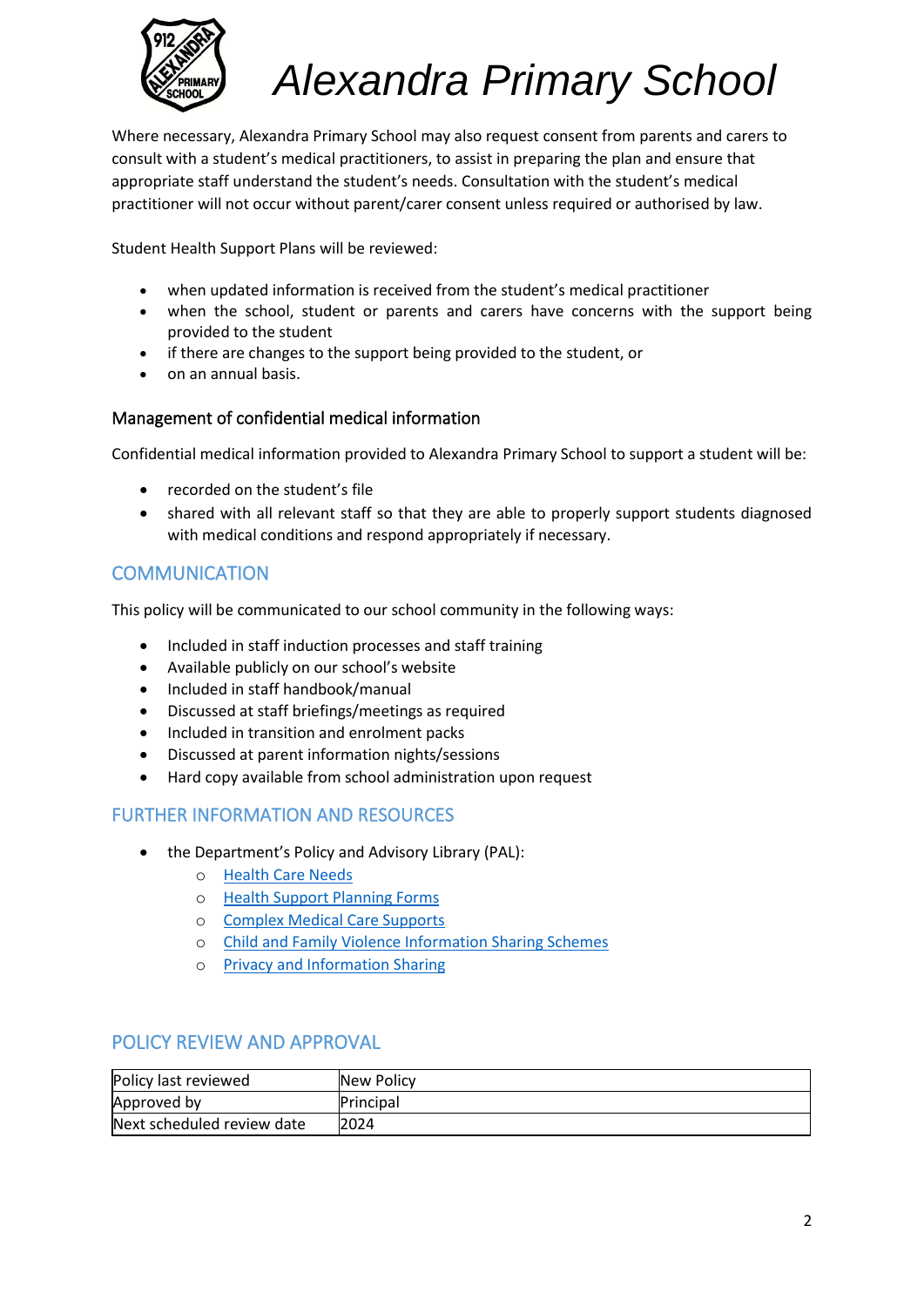Where necessary, Alexandra Primary School may also request consent from parents and carers to consult with a student's medical practitioners, to assist in preparing the plan and ensure that appropriate staff understand the student's needs. Consultation with the student's medical practitioner will not occur without parent/carer consent unless required or authorised by law.

Student Health Support Plans will be reviewed:

- when updated information is received from the student's medical practitioner
- when the school, student or parents and carers have concerns with the support being provided to the student
- if there are changes to the support being provided to the student, or
- on an annual basis.

### Management of confidential medical information

Confidential medical information provided to Alexandra Primary School to support a student will be:

- recorded on the student's file
- shared with all relevant staff so that they are able to properly support students diagnosed with medical conditions and respond appropriately if necessary.

## COMMUNICATION

This policy will be communicated to our school community in the following ways:

- Included in staff induction processes and staff training
- Available publicly on our school's website
- Included in staff handbook/manual
- Discussed at staff briefings/meetings as required
- Included in transition and enrolment packs
- Discussed at parent information nights/sessions
- Hard copy available from school administration upon request

## FURTHER INFORMATION AND RESOURCES

- the Department's Policy and Advisory Library (PAL):
  - Health Care Needs
  - Health Support Planning Forms
  - Complex Medical Care Supports
  - Child and Family Violence Information Sharing Schemes
  - Privacy and Information Sharing

## POLICY REVIEW AND APPROVAL

| | |
|---|---|
| Policy last reviewed | New Policy |
| Approved by | Principal |
| Next scheduled review date | 2024 |